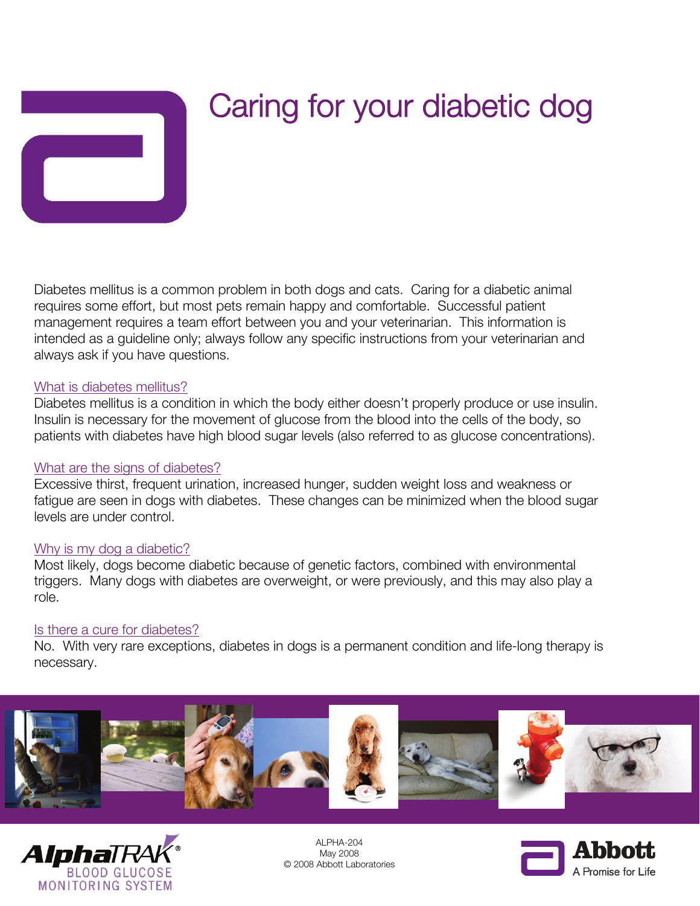# Caring for your diabetic dog

Diabetes mellitus is a common problem in both dogs and cats. Caring for a diabetic animal requires some effort, but most pets remain happy and comfortable. Successful patient management requires a team effort between you and your veterinarian. This information is intended as a guideline only; always follow any specific instructions from your veterinarian and always ask if you have questions.

## What is diabetes mellitus?

Diabetes mellitus is a condition in which the body either doesn't properly produce or use insulin. Insulin is necessary for the movement of glucose from the blood into the cells of the body, so patients with diabetes have high blood sugar levels (also referred to as glucose concentrations).

## What are the signs of diabetes?

Excessive thirst, frequent urination, increased hunger, sudden weight loss and weakness or fatigue are seen in dogs with diabetes. These changes can be minimized when the blood sugar levels are under control.

## Why is my dog a diabetic?

Most likely, dogs become diabetic because of genetic factors, combined with environmental triggers. Many dogs with diabetes are overweight, or were previously, and this may also play a role.

## Is there a cure for diabetes?

No. With very rare exceptions, diabetes in dogs is a permanent condition and life-long therapy is necessary.

AlphaTRAK® BLOOD GLUCOSE MONITORING SYSTEM

ALPHA-204
May 2008
© 2008 Abbott Laboratories

Abbott
A Promise for Life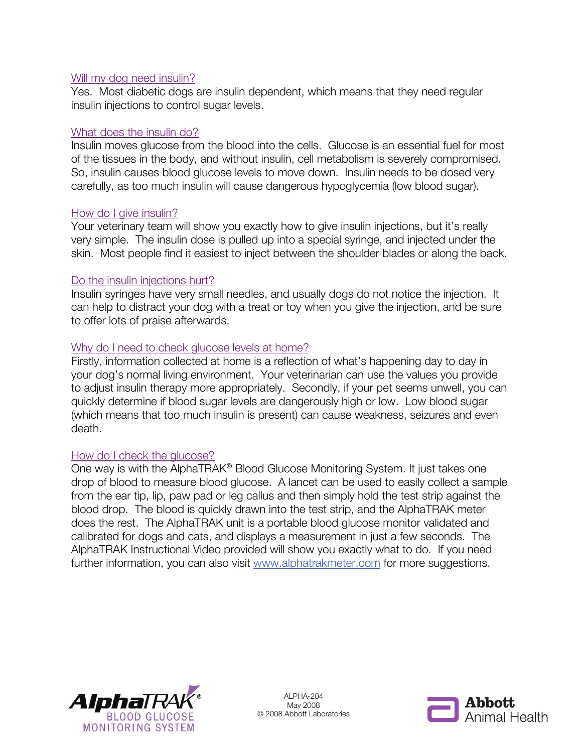### Will my dog need insulin?

Yes. Most diabetic dogs are insulin dependent, which means that they need regular insulin injections to control sugar levels.

### What does the insulin do?

Insulin moves glucose from the blood into the cells. Glucose is an essential fuel for most of the tissues in the body, and without insulin, cell metabolism is severely compromised. So, insulin causes blood glucose levels to move down. Insulin needs to be dosed very carefully, as too much insulin will cause dangerous hypoglycemia (low blood sugar).

### How do I give insulin?

Your veterinary team will show you exactly how to give insulin injections, but it's really very simple. The insulin dose is pulled up into a special syringe, and injected under the skin. Most people find it easiest to inject between the shoulder blades or along the back.

### Do the insulin injections hurt?

Insulin syringes have very small needles, and usually dogs do not notice the injection. It can help to distract your dog with a treat or toy when you give the injection, and be sure to offer lots of praise afterwards.

### Why do I need to check glucose levels at home?

Firstly, information collected at home is a reflection of what's happening day to day in your dog's normal living environment. Your veterinarian can use the values you provide to adjust insulin therapy more appropriately. Secondly, if your pet seems unwell, you can quickly determine if blood sugar levels are dangerously high or low. Low blood sugar (which means that too much insulin is present) can cause weakness, seizures and even death.

### How do I check the glucose?

One way is with the AlphaTRAK® Blood Glucose Monitoring System. It just takes one drop of blood to measure blood glucose. A lancet can be used to easily collect a sample from the ear tip, lip, paw pad or leg callus and then simply hold the test strip against the blood drop. The blood is quickly drawn into the test strip, and the AlphaTRAK meter does the rest. The AlphaTRAK unit is a portable blood glucose monitor validated and calibrated for dogs and cats, and displays a measurement in just a few seconds. The AlphaTRAK Instructional Video provided will show you exactly what to do. If you need further information, you can also visit www.alphatrakmeter.com for more suggestions.

AlphaTRAK® BLOOD GLUCOSE MONITORING SYSTEM

ALPHA-204
May 2008
© 2008 Abbott Laboratories

Abbott Animal Health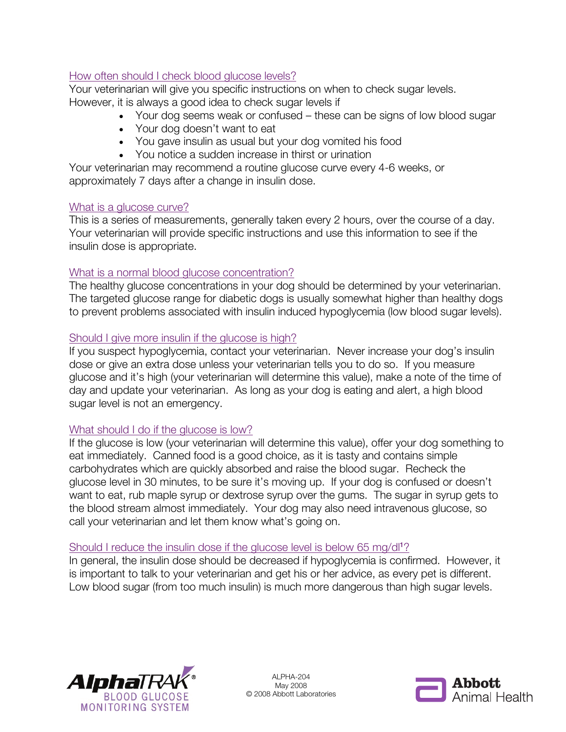## How often should I check blood glucose levels?

Your veterinarian will give you specific instructions on when to check sugar levels. However, it is always a good idea to check sugar levels if

- Your dog seems weak or confused – these can be signs of low blood sugar
- Your dog doesn't want to eat
- You gave insulin as usual but your dog vomited his food
- You notice a sudden increase in thirst or urination

Your veterinarian may recommend a routine glucose curve every 4-6 weeks, or approximately 7 days after a change in insulin dose.

## What is a glucose curve?

This is a series of measurements, generally taken every 2 hours, over the course of a day. Your veterinarian will provide specific instructions and use this information to see if the insulin dose is appropriate.

## What is a normal blood glucose concentration?

The healthy glucose concentrations in your dog should be determined by your veterinarian. The targeted glucose range for diabetic dogs is usually somewhat higher than healthy dogs to prevent problems associated with insulin induced hypoglycemia (low blood sugar levels).

## Should I give more insulin if the glucose is high?

If you suspect hypoglycemia, contact your veterinarian. Never increase your dog's insulin dose or give an extra dose unless your veterinarian tells you to do so. If you measure glucose and it's high (your veterinarian will determine this value), make a note of the time of day and update your veterinarian. As long as your dog is eating and alert, a high blood sugar level is not an emergency.

## What should I do if the glucose is low?

If the glucose is low (your veterinarian will determine this value), offer your dog something to eat immediately. Canned food is a good choice, as it is tasty and contains simple carbohydrates which are quickly absorbed and raise the blood sugar. Recheck the glucose level in 30 minutes, to be sure it's moving up. If your dog is confused or doesn't want to eat, rub maple syrup or dextrose syrup over the gums. The sugar in syrup gets to the blood stream almost immediately. Your dog may also need intravenous glucose, so call your veterinarian and let them know what's going on.

## Should I reduce the insulin dose if the glucose level is below 65 mg/dl[1]?

In general, the insulin dose should be decreased if hypoglycemia is confirmed. However, it is important to talk to your veterinarian and get his or her advice, as every pet is different. Low blood sugar (from too much insulin) is much more dangerous than high sugar levels.

AlphaTRAK® BLOOD GLUCOSE MONITORING SYSTEM

ALPHA-204
May 2008
© 2008 Abbott Laboratories

Abbott Animal Health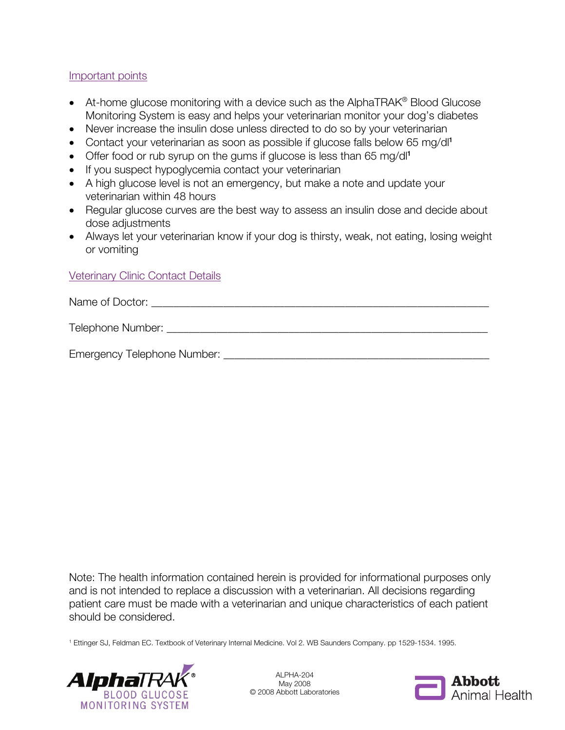## Important points

- At-home glucose monitoring with a device such as the AlphaTRAK® Blood Glucose Monitoring System is easy and helps your veterinarian monitor your dog's diabetes
- Never increase the insulin dose unless directed to do so by your veterinarian
- Contact your veterinarian as soon as possible if glucose falls below 65 mg/dl[1]
- Offer food or rub syrup on the gums if glucose is less than 65 mg/dl[1]
- If you suspect hypoglycemia contact your veterinarian
- A high glucose level is not an emergency, but make a note and update your veterinarian within 48 hours
- Regular glucose curves are the best way to assess an insulin dose and decide about dose adjustments
- Always let your veterinarian know if your dog is thirsty, weak, not eating, losing weight or vomiting

## Veterinary Clinic Contact Details

Name of Doctor: ____________________________________________________________

Telephone Number: _________________________________________________________

Emergency Telephone Number: ______________________________________________

Note: The health information contained herein is provided for informational purposes only and is not intended to replace a discussion with a veterinarian. All decisions regarding patient care must be made with a veterinarian and unique characteristics of each patient should be considered.

[1] Ettinger SJ, Feldman EC. Textbook of Veterinary Internal Medicine. Vol 2. WB Saunders Company. pp 1529-1534. 1995.

AlphaTRAK® BLOOD GLUCOSE MONITORING SYSTEM

ALPHA-204
May 2008
© 2008 Abbott Laboratories

Abbott Animal Health